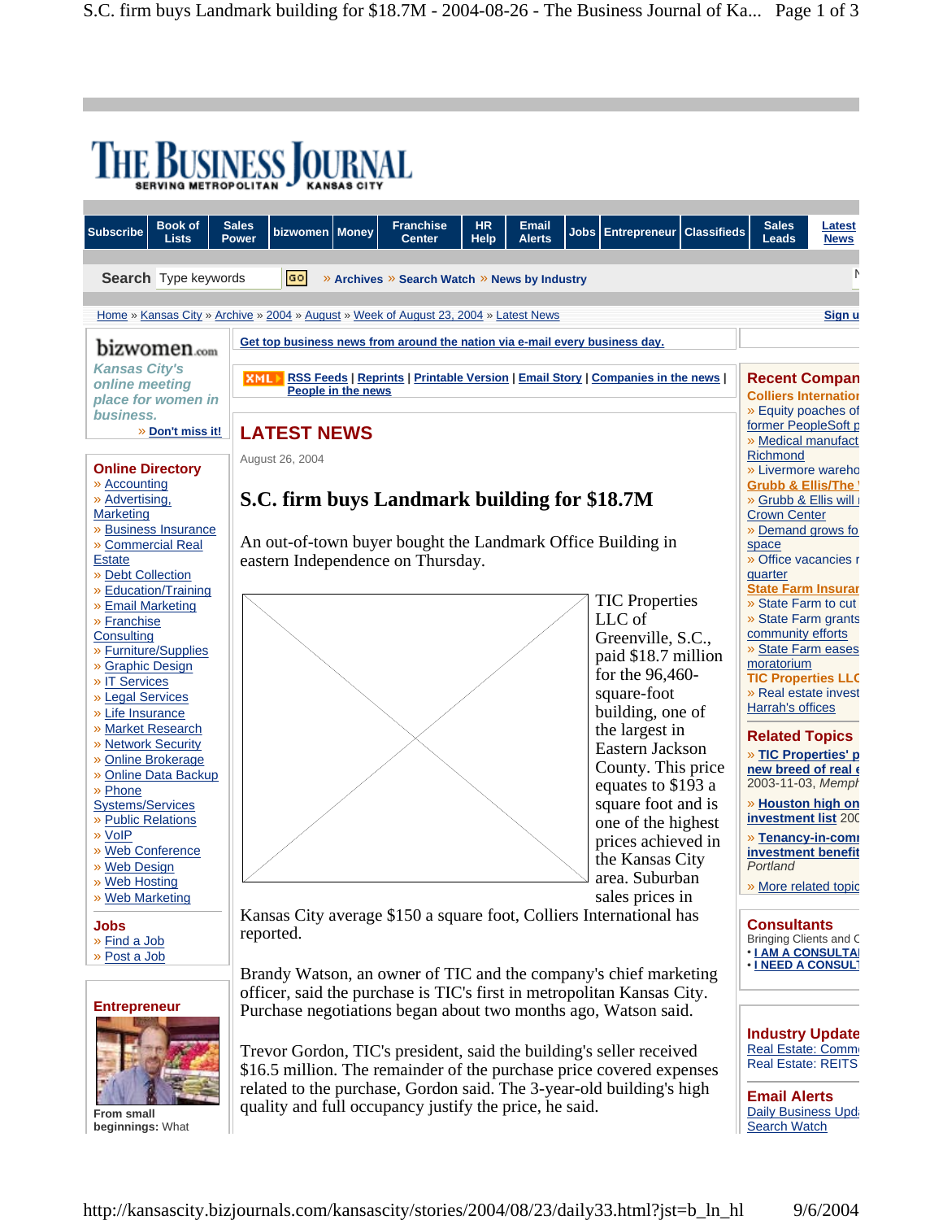# THE BUSINESS JOURNAL

SERVING METROPOLITAN KANSAS CITY

Subscribe | Book of Lists | Sales Power | bizwomen | Money | Franchise Center | HR Help | Email Alerts | Jobs | Entrepreneur | Classifieds | Sales Leads | Latest News

Search Type keywords GO » Archives » Search Watch » News by Industry

Home » Kansas City » Archive » 2004 » August » Week of August 23, 2004 » Latest News

Get top business news from around the nation via e-mail every business day.

XML RSS Feeds | Reprints | Printable Version | Email Story | Companies in the news | People in the news

## LATEST NEWS

August 26, 2004

### S.C. firm buys Landmark building for $18.7M

An out-of-town buyer bought the Landmark Office Building in eastern Independence on Thursday.

TIC Properties LLC of Greenville, S.C., paid $18.7 million for the 96,460-square-foot building, one of the largest in Eastern Jackson County. This price equates to $193 a square foot and is one of the highest prices achieved in the Kansas City area. Suburban sales prices in Kansas City average $150 a square foot, Colliers International has reported.

Brandy Watson, an owner of TIC and the company's chief marketing officer, said the purchase is TIC's first in metropolitan Kansas City. Purchase negotiations began about two months ago, Watson said.

Trevor Gordon, TIC's president, said the building's seller received $16.5 million. The remainder of the purchase price covered expenses related to the purchase, Gordon said. The 3-year-old building's high quality and full occupancy justify the price, he said.

---

bizwomen.com

*Kansas City's online meeting place for women in business.*

» Don't miss it!

**Online Directory**

- » Accounting
- » Advertising, Marketing
- » Business Insurance
- » Commercial Real Estate
- » Debt Collection
- » Education/Training
- » Email Marketing
- » Franchise Consulting
- » Furniture/Supplies
- » Graphic Design
- » IT Services
- » Legal Services
- » Life Insurance
- » Market Research
- » Network Security
- » Online Brokerage
- » Online Data Backup
- » Phone Systems/Services
- » Public Relations
- » VoIP
- » Web Conference
- » Web Design
- » Web Hosting
- » Web Marketing

**Jobs**

- » Find a Job
- » Post a Job

**Entrepreneur**

**From small beginnings:** What

---

**Recent Compan**

**Colliers Internatio**

- » Equity poaches of former PeopleSoft p
- » Medical manufact Richmond
- » Livermore wareho

**Grubb & Ellis/The**

- » Grubb & Ellis will Crown Center
- » Demand grows fo space
- » Office vacancies r quarter

**State Farm Insurar**

- » State Farm to cut
- » State Farm grants community efforts
- » State Farm eases moratorium

**TIC Properties LLC**

- » Real estate invest Harrah's offices

**Related Topics**

- » **TIC Properties' p new breed of real e** 2003-11-03, *Memph*
- » **Houston high on investment list** 200
- » **Tenancy-in-comi investment benefit** *Portland*
- » More related topic

**Consultants**

Bringing Clients and C

- • I AM A CONSULTA
- • I NEED A CONSULT

**Industry Update**

Real Estate: Comm
Real Estate: REITS

**Email Alerts**

Daily Business Upd
Search Watch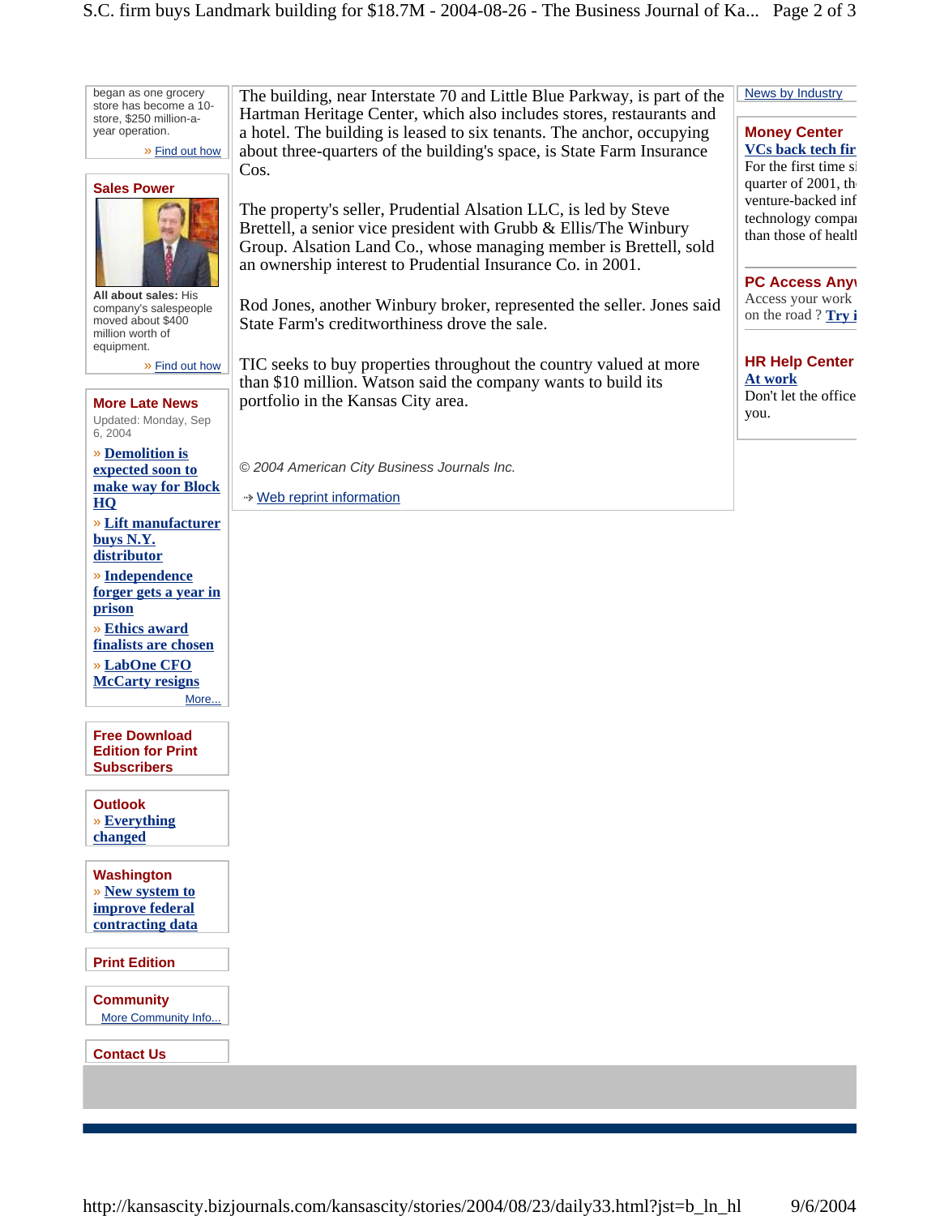The building, near Interstate 70 and Little Blue Parkway, is part of the Hartman Heritage Center, which also includes stores, restaurants and a hotel. The building is leased to six tenants. The anchor, occupying about three-quarters of the building's space, is State Farm Insurance Cos.

The property's seller, Prudential Alsation LLC, is led by Steve Brettell, a senior vice president with Grubb & Ellis/The Winbury Group. Alsation Land Co., whose managing member is Brettell, sold an ownership interest to Prudential Insurance Co. in 2001.

Rod Jones, another Winbury broker, represented the seller. Jones said State Farm's creditworthiness drove the sale.

TIC seeks to buy properties throughout the country valued at more than $10 million. Watson said the company wants to build its portfolio in the Kansas City area.

*© 2004 American City Business Journals Inc.*

Web reprint information

---

began as one grocery store has become a 10-store, $250 million-a-year operation.

» Find out how

### Sales Power

**All about sales:** His company's salespeople moved about $400 million worth of equipment.

» Find out how

### More Late News

Updated: Monday, Sep 6, 2004

- Demolition is expected soon to make way for Block HQ
- Lift manufacturer buys N.Y. distributor
- Independence forger gets a year in prison
- Ethics award finalists are chosen
- LabOne CFO McCarty resigns

More...

### Free Download Edition for Print Subscribers

### Outlook

» Everything changed

### Washington

» New system to improve federal contracting data

### Print Edition

### Community

More Community Info...

### Contact Us

---

News by Industry

### Money Center

**VCs back tech fir**

For the first time si quarter of 2001, th venture-backed inf technology compa than those of healt

### PC Access Any

Access your work on the road ? **Try i**

### HR Help Center

**At work**

Don't let the office you.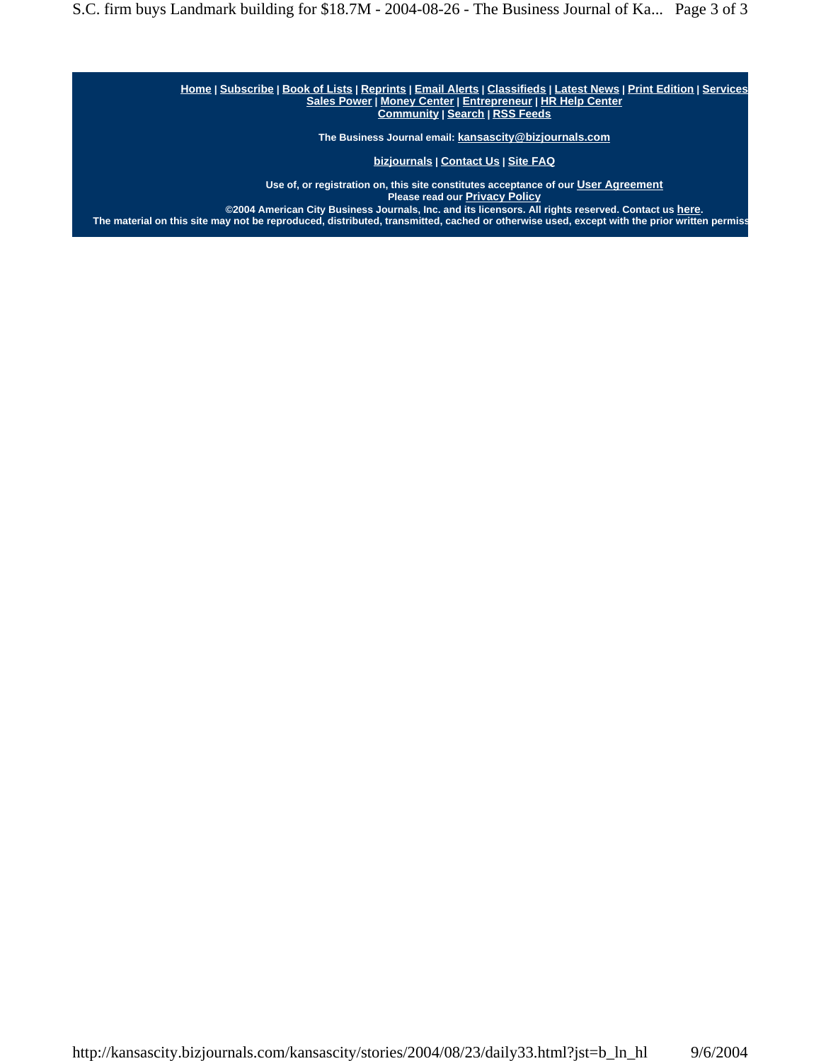Home | Subscribe | Book of Lists | Reprints | Email Alerts | Classifieds | Latest News | Print Edition | Services
Sales Power | Money Center | Entrepreneur | HR Help Center
Community | Search | RSS Feeds

The Business Journal email: kansascity@bizjournals.com

bizjournals | Contact Us | Site FAQ

Use of, or registration on, this site constitutes acceptance of our User Agreement
Please read our Privacy Policy
©2004 American City Business Journals, Inc. and its licensors. All rights reserved. Contact us here.
The material on this site may not be reproduced, distributed, transmitted, cached or otherwise used, except with the prior written permiss